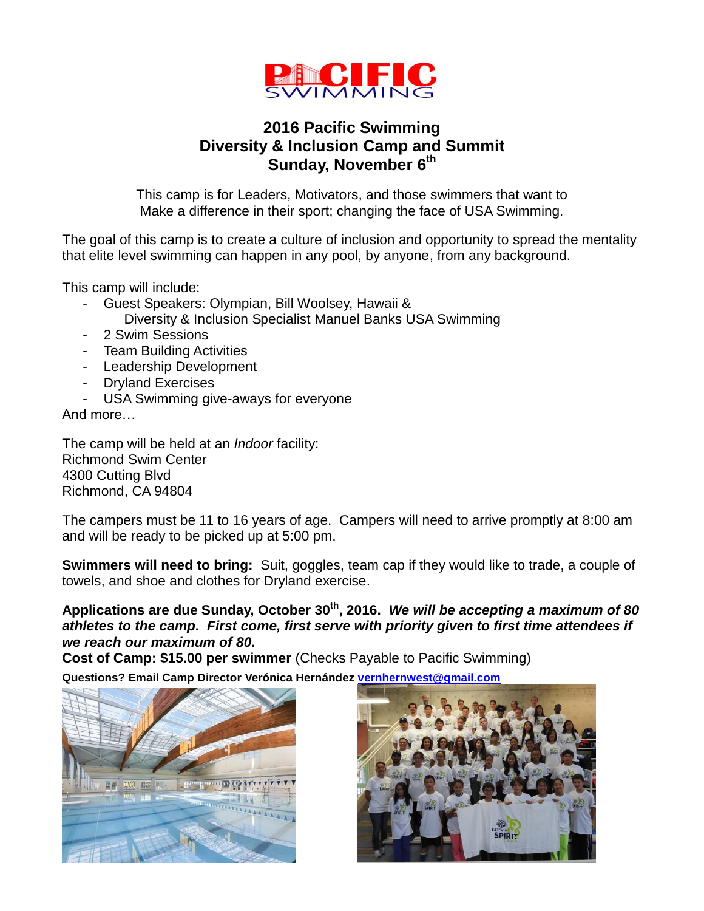PACIFIC SWIMMING

# 2016 Pacific Swimming
# Diversity & Inclusion Camp and Summit
# Sunday, November 6th

This camp is for Leaders, Motivators, and those swimmers that want to Make a difference in their sport; changing the face of USA Swimming.

The goal of this camp is to create a culture of inclusion and opportunity to spread the mentality that elite level swimming can happen in any pool, by anyone, from any background.

This camp will include:

- Guest Speakers: Olympian, Bill Woolsey, Hawaii & Diversity & Inclusion Specialist Manuel Banks USA Swimming
- 2 Swim Sessions
- Team Building Activities
- Leadership Development
- Dryland Exercises
- USA Swimming give-aways for everyone

And more…

The camp will be held at an *Indoor* facility:
Richmond Swim Center
4300 Cutting Blvd
Richmond, CA 94804

The campers must be 11 to 16 years of age. Campers will need to arrive promptly at 8:00 am and will be ready to be picked up at 5:00 pm.

**Swimmers will need to bring:** Suit, goggles, team cap if they would like to trade, a couple of towels, and shoe and clothes for Dryland exercise.

**Applications are due Sunday, October 30th, 2016.** ***We will be accepting a maximum of 80 athletes to the camp. First come, first serve with priority given to first time attendees if we reach our maximum of 80.***

**Cost of Camp: $15.00 per swimmer** (Checks Payable to Pacific Swimming)

**Questions? Email Camp Director Verónica Hernández [vernhernwest@gmail.com](mailto:vernhernwest@gmail.com)**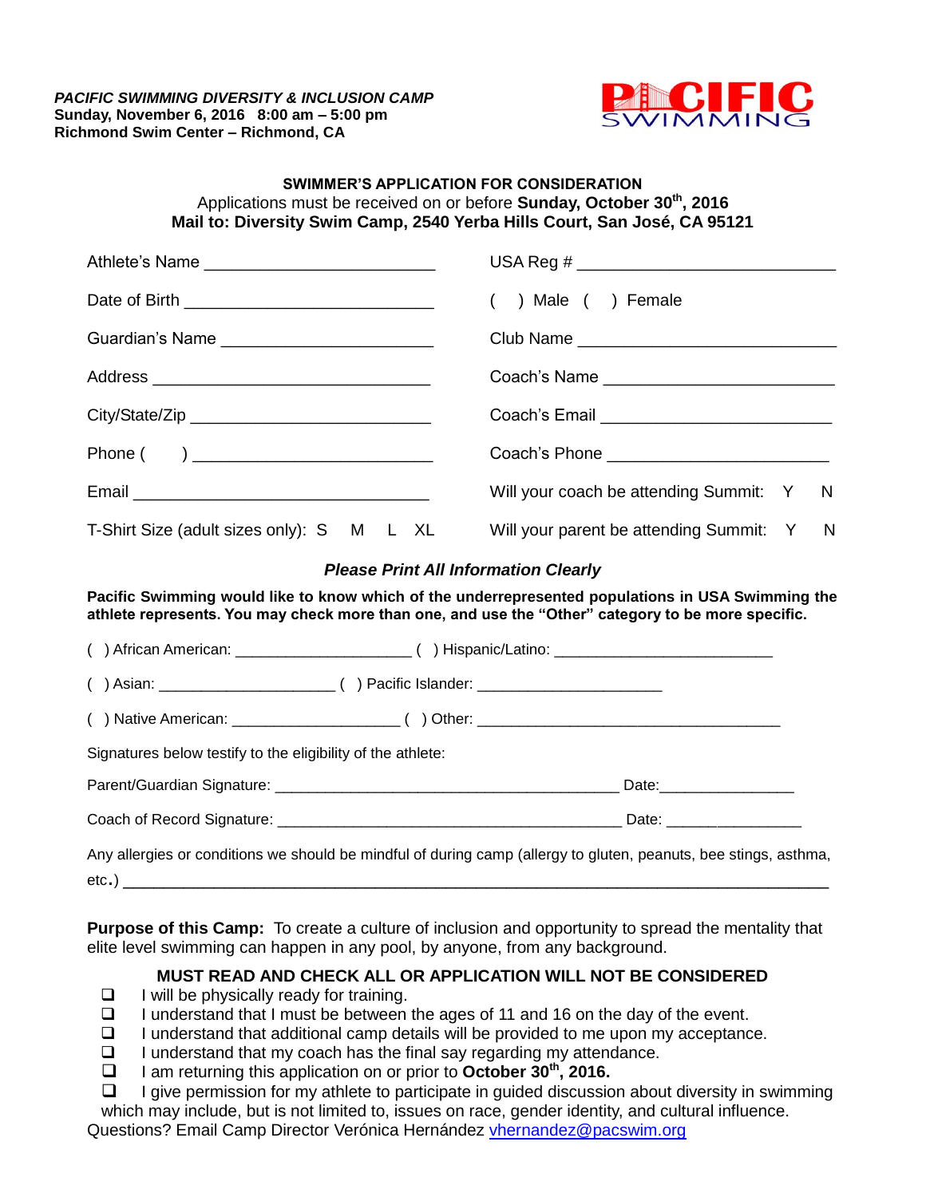***PACIFIC SWIMMING DIVERSITY & INCLUSION CAMP***
**Sunday, November 6, 2016 8:00 am – 5:00 pm**
**Richmond Swim Center – Richmond, CA**

PACIFIC SWIMMING

**SWIMMER'S APPLICATION FOR CONSIDERATION**

Applications must be received on or before **Sunday, October 30th, 2016**

**Mail to: Diversity Swim Camp, 2540 Yerba Hills Court, San José, CA 95121**

| | |
|---|---|
| Athlete's Name ________________________ | USA Reg # ___________________________ |
| Date of Birth __________________________ | ( ) Male ( ) Female |
| Guardian's Name ______________________ | Club Name ___________________________ |
| Address _____________________________ | Coach's Name ________________________ |
| City/State/Zip _________________________ | Coach's Email ________________________ |
| Phone ( ) ________________________ | Coach's Phone _______________________ |
| Email _______________________________ | Will your coach be attending Summit: Y N |
| T-Shirt Size (adult sizes only): S M L XL | Will your parent be attending Summit: Y N |

***Please Print All Information Clearly***

**Pacific Swimming would like to know which of the underrepresented populations in USA Swimming the athlete represents. You may check more than one, and use the "Other" category to be more specific.**

( ) African American: ____________________ ( ) Hispanic/Latino: _________________________

( ) Asian: ____________________ ( ) Pacific Islander: _____________________

( ) Native American: ___________________ ( ) Other: ___________________________________

Signatures below testify to the eligibility of the athlete:

Parent/Guardian Signature: ________________________________________ Date:_______________

Coach of Record Signature: ________________________________________ Date: _______________

Any allergies or conditions we should be mindful of during camp (allergy to gluten, peanuts, bee stings, asthma, etc.) ________________________________________________________________________________

**Purpose of this Camp:** To create a culture of inclusion and opportunity to spread the mentality that elite level swimming can happen in any pool, by anyone, from any background.

**MUST READ AND CHECK ALL OR APPLICATION WILL NOT BE CONSIDERED**

- ❑ I will be physically ready for training.
- ❑ I understand that I must be between the ages of 11 and 16 on the day of the event.
- ❑ I understand that additional camp details will be provided to me upon my acceptance.
- ❑ I understand that my coach has the final say regarding my attendance.
- ❑ I am returning this application on or prior to **October 30th, 2016.**
- ❑ I give permission for my athlete to participate in guided discussion about diversity in swimming which may include, but is not limited to, issues on race, gender identity, and cultural influence.

Questions? Email Camp Director Verónica Hernández vhernandez@pacswim.org